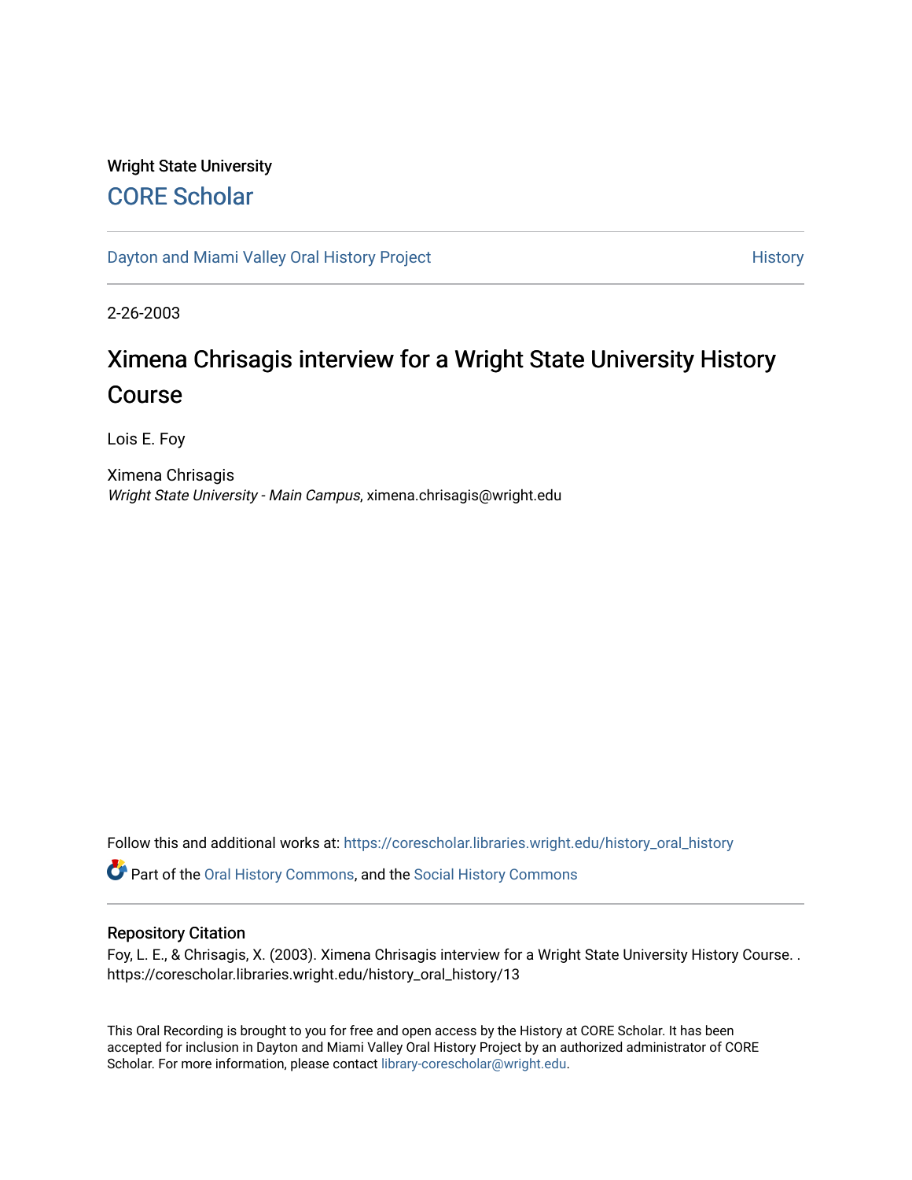Wright State University

## CORE Scholar

Dayton and Miami Valley Oral History Project

History

2-26-2003

# Ximena Chrisagis interview for a Wright State University History Course

Lois E. Foy

Ximena Chrisagis
*Wright State University - Main Campus*, ximena.chrisagis@wright.edu

Follow this and additional works at: https://corescholar.libraries.wright.edu/history_oral_history

Part of the Oral History Commons, and the Social History Commons

### Repository Citation

Foy, L. E., & Chrisagis, X. (2003). Ximena Chrisagis interview for a Wright State University History Course. . https://corescholar.libraries.wright.edu/history_oral_history/13

This Oral Recording is brought to you for free and open access by the History at CORE Scholar. It has been accepted for inclusion in Dayton and Miami Valley Oral History Project by an authorized administrator of CORE Scholar. For more information, please contact library-corescholar@wright.edu.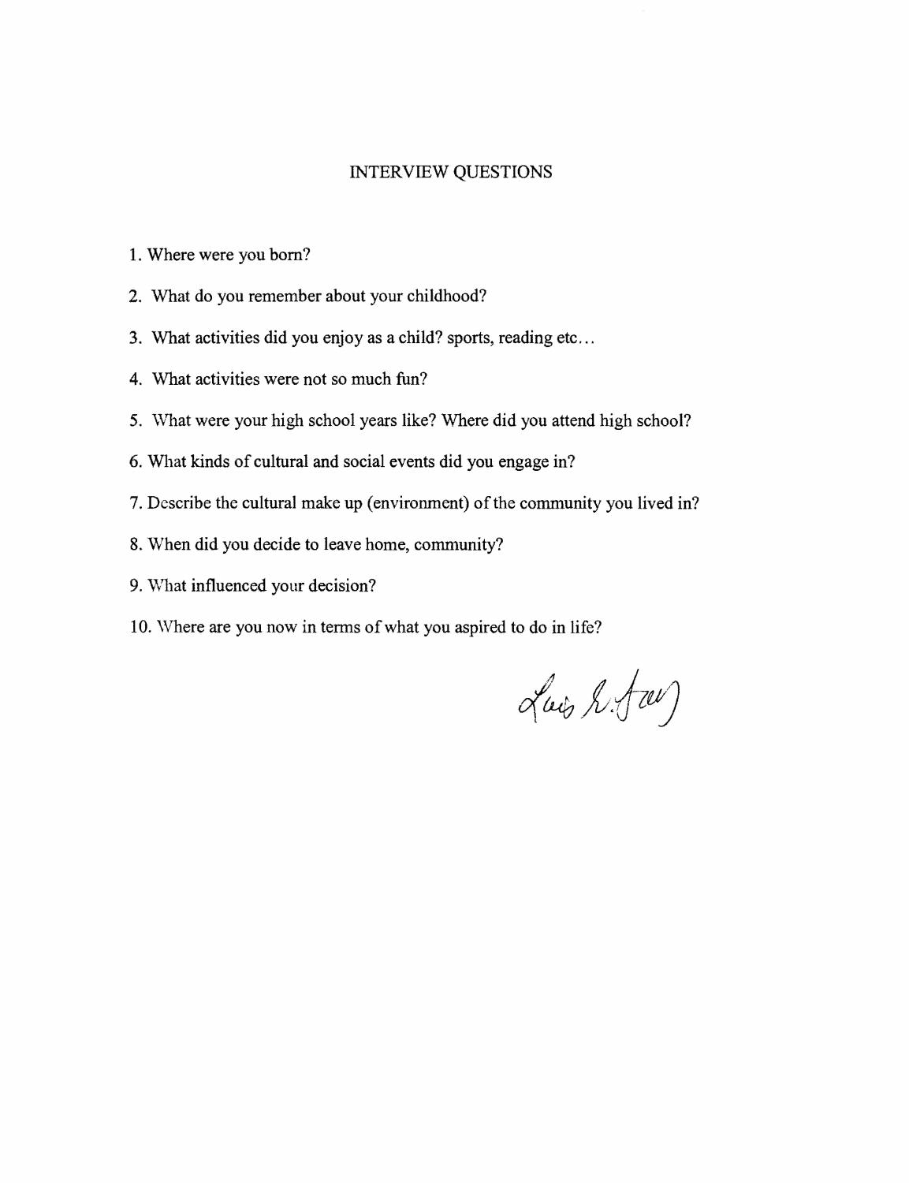# INTERVIEW QUESTIONS

1. Where were you born?
2. What do you remember about your childhood?
3. What activities did you enjoy as a child? sports, reading etc…
4. What activities were not so much fun?
5. What were your high school years like? Where did you attend high school?
6. What kinds of cultural and social events did you engage in?
7. Describe the cultural make up (environment) of the community you lived in?
8. When did you decide to leave home, community?
9. What influenced your decision?
10. Where are you now in terms of what you aspired to do in life?

Lois L. Fair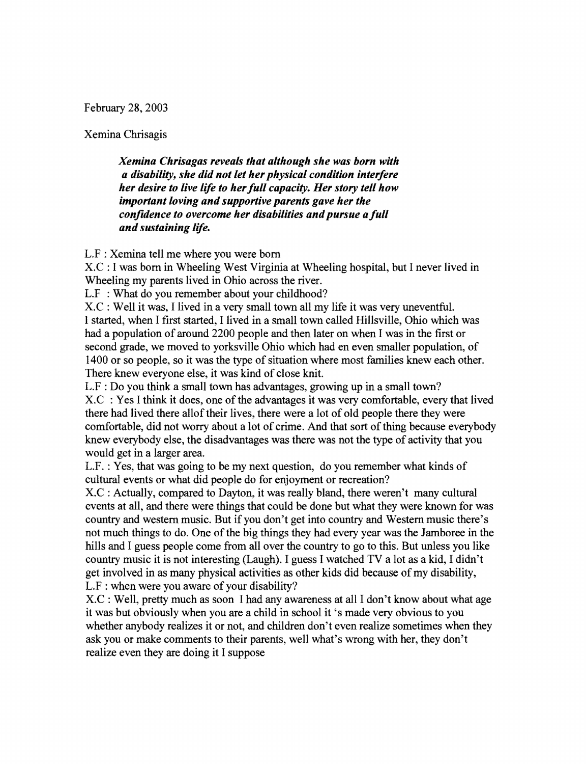February 28, 2003

Xemina Chrisagis

> ***Xemina Chrisagas reveals that although she was born with a disability, she did not let her physical condition interfere her desire to live life to her full capacity. Her story tell how important loving and supportive parents gave her the confidence to overcome her disabilities and pursue a full and sustaining life.***

L.F : Xemina tell me where you were born

X.C : I was born in Wheeling West Virginia at Wheeling hospital, but I never lived in Wheeling my parents lived in Ohio across the river.

L.F : What do you remember about your childhood?

X.C : Well it was, I lived in a very small town all my life it was very uneventful. I started, when I first started, I lived in a small town called Hillsville, Ohio which was had a population of around 2200 people and then later on when I was in the first or second grade, we moved to yorksville Ohio which had en even smaller population, of 1400 or so people, so it was the type of situation where most families knew each other. There knew everyone else, it was kind of close knit.

L.F : Do you think a small town has advantages, growing up in a small town?

X.C : Yes I think it does, one of the advantages it was very comfortable, every that lived there had lived there allof their lives, there were a lot of old people there they were comfortable, did not worry about a lot of crime. And that sort of thing because everybody knew everybody else, the disadvantages was there was not the type of activity that you would get in a larger area.

L.F. : Yes, that was going to be my next question, do you remember what kinds of cultural events or what did people do for enjoyment or recreation?

X.C : Actually, compared to Dayton, it was really bland, there weren't many cultural events at all, and there were things that could be done but what they were known for was country and western music. But if you don't get into country and Western music there's not much things to do. One of the big things they had every year was the Jamboree in the hills and I guess people come from all over the country to go to this. But unless you like country music it is not interesting (Laugh). I guess I watched TV a lot as a kid, I didn't get involved in as many physical activities as other kids did because of my disability,

L.F : when were you aware of your disability?

X.C : Well, pretty much as soon I had any awareness at all I don't know about what age it was but obviously when you are a child in school it 's made very obvious to you whether anybody realizes it or not, and children don't even realize sometimes when they ask you or make comments to their parents, well what's wrong with her, they don't realize even they are doing it I suppose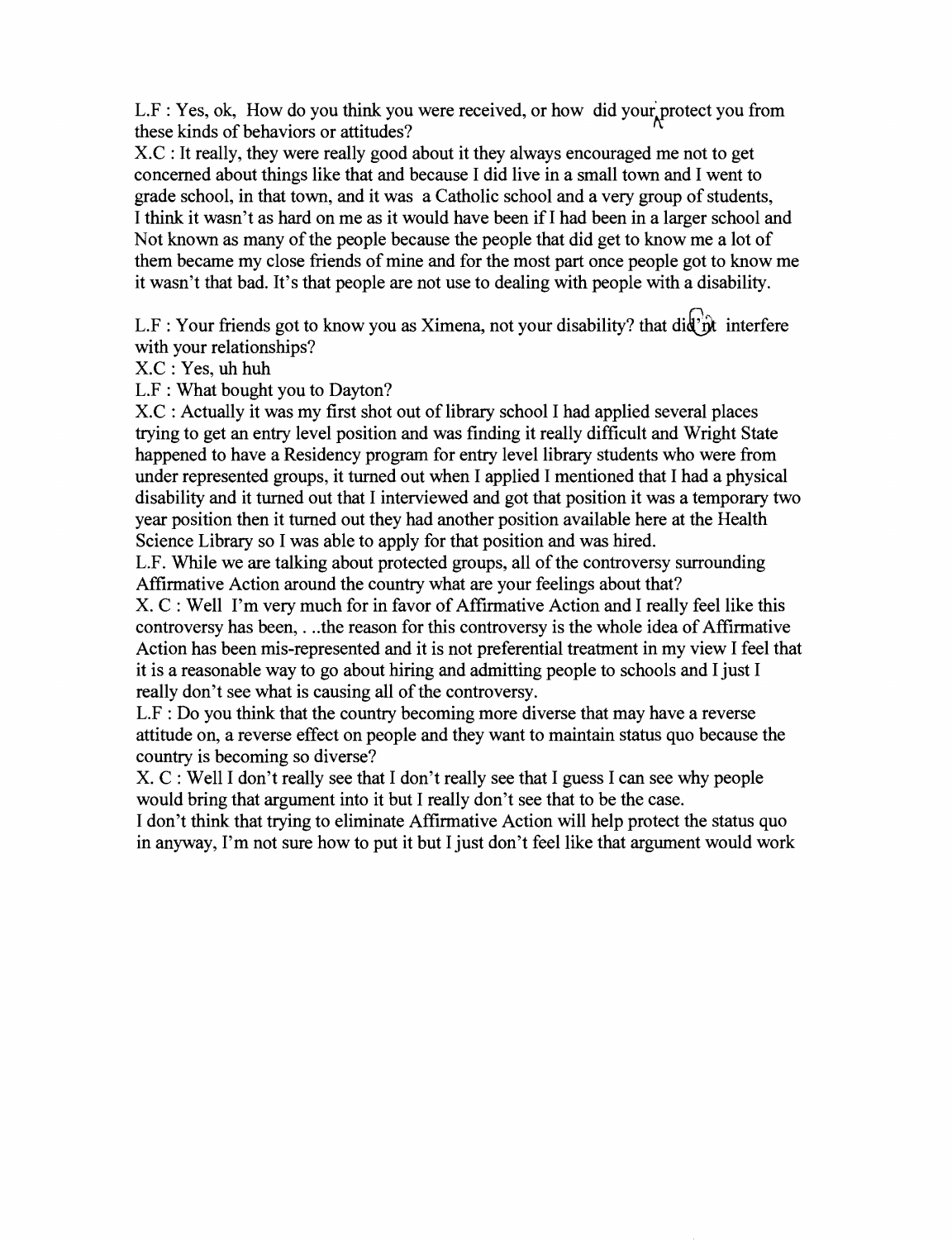L.F : Yes, ok, How do you think you were received, or how did your protect you from these kinds of behaviors or attitudes?

X.C : It really, they were really good about it they always encouraged me not to get concerned about things like that and because I did live in a small town and I went to grade school, in that town, and it was a Catholic school and a very group of students, I think it wasn't as hard on me as it would have been if I had been in a larger school and Not known as many of the people because the people that did get to know me a lot of them became my close friends of mine and for the most part once people got to know me it wasn't that bad. It's that people are not use to dealing with people with a disability.

L.F : Your friends got to know you as Ximena, not your disability? that did'nt interfere with your relationships?

X.C : Yes, uh huh

L.F : What bought you to Dayton?

X.C : Actually it was my first shot out of library school I had applied several places trying to get an entry level position and was finding it really difficult and Wright State happened to have a Residency program for entry level library students who were from under represented groups, it turned out when I applied I mentioned that I had a physical disability and it turned out that I interviewed and got that position it was a temporary two year position then it turned out they had another position available here at the Health Science Library so I was able to apply for that position and was hired.

L.F. While we are talking about protected groups, all of the controversy surrounding Affirmative Action around the country what are your feelings about that?

X. C : Well I'm very much for in favor of Affirmative Action and I really feel like this controversy has been, . . .the reason for this controversy is the whole idea of Affirmative Action has been mis-represented and it is not preferential treatment in my view I feel that it is a reasonable way to go about hiring and admitting people to schools and I just I really don't see what is causing all of the controversy.

L.F : Do you think that the country becoming more diverse that may have a reverse attitude on, a reverse effect on people and they want to maintain status quo because the country is becoming so diverse?

X. C : Well I don't really see that I don't really see that I guess I can see why people would bring that argument into it but I really don't see that to be the case.
I don't think that trying to eliminate Affirmative Action will help protect the status quo in anyway, I'm not sure how to put it but I just don't feel like that argument would work